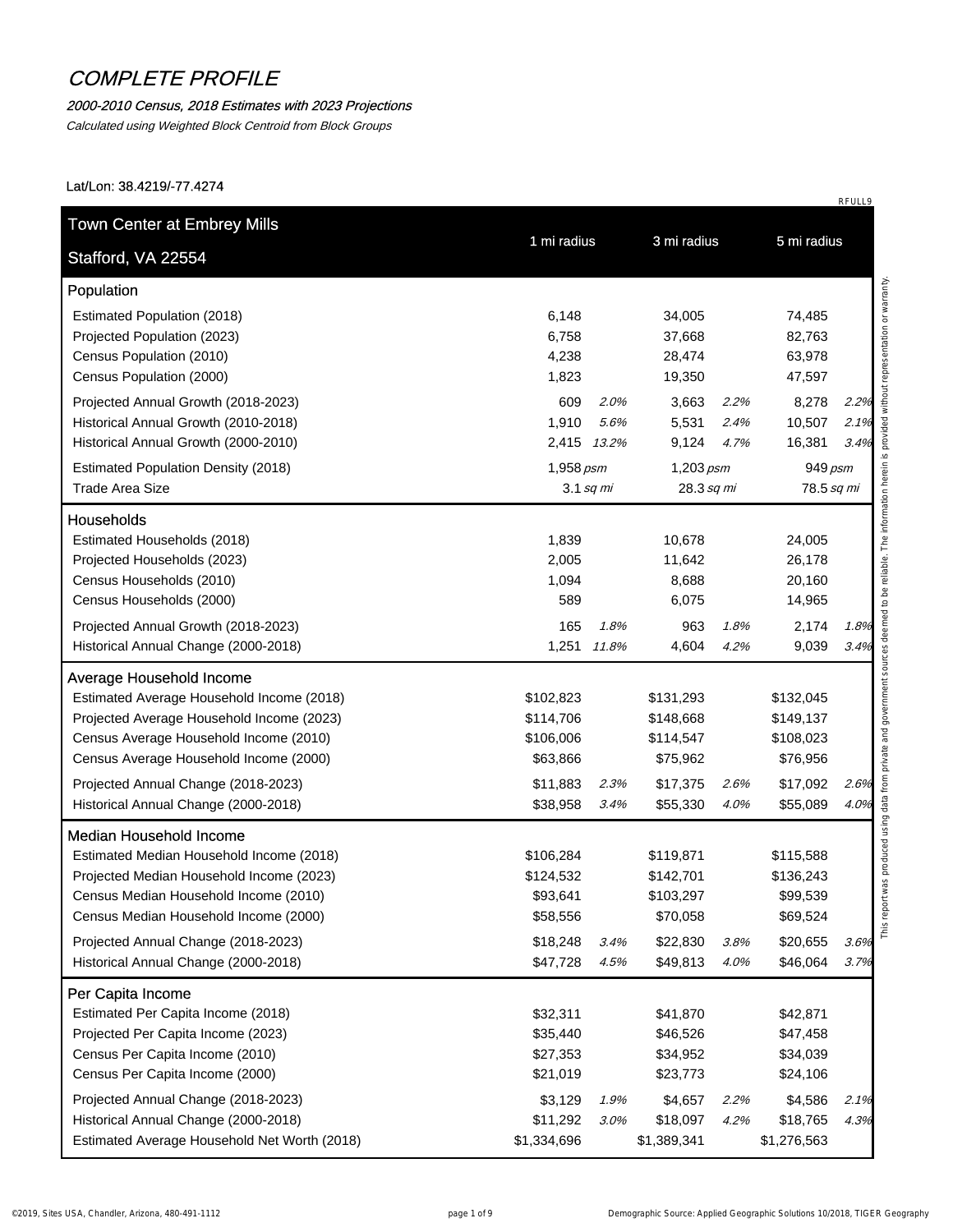# COMPLETE PROFILE

*2000-2010 Census, 2018 Estimates with 2023 Projections*

*Calculated using Weighted Block Centroid from Block Groups*

Lat/Lon: 38.4219/-77.4274

RFULL9

| Town Center at Embrey Mills<br>Stafford, VA 22554 | 1 mi radius | | 3 mi radius | | 5 mi radius | |
|---|---|---|---|---|---|---|
| **Population** | | | | | | |
| Estimated Population (2018) | 6,148 | | 34,005 | | 74,485 | |
| Projected Population (2023) | 6,758 | | 37,668 | | 82,763 | |
| Census Population (2010) | 4,238 | | 28,474 | | 63,978 | |
| Census Population (2000) | 1,823 | | 19,350 | | 47,597 | |
| Projected Annual Growth (2018-2023) | 609 | *2.0%* | 3,663 | *2.2%* | 8,278 | *2.2%* |
| Historical Annual Growth (2010-2018) | 1,910 | *5.6%* | 5,531 | *2.4%* | 10,507 | *2.1%* |
| Historical Annual Growth (2000-2010) | 2,415 | *13.2%* | 9,124 | *4.7%* | 16,381 | *3.4%* |
| Estimated Population Density (2018) | 1,958 *psm* | | 1,203 *psm* | | 949 *psm* | |
| Trade Area Size | 3.1 *sq mi* | | 28.3 *sq mi* | | 78.5 *sq mi* | |
| **Households** | | | | | | |
| Estimated Households (2018) | 1,839 | | 10,678 | | 24,005 | |
| Projected Households (2023) | 2,005 | | 11,642 | | 26,178 | |
| Census Households (2010) | 1,094 | | 8,688 | | 20,160 | |
| Census Households (2000) | 589 | | 6,075 | | 14,965 | |
| Projected Annual Growth (2018-2023) | 165 | *1.8%* | 963 | *1.8%* | 2,174 | *1.8%* |
| Historical Annual Change (2000-2018) | 1,251 | *11.8%* | 4,604 | *4.2%* | 9,039 | *3.4%* |
| **Average Household Income** | | | | | | |
| Estimated Average Household Income (2018) | $102,823 | | $131,293 | | $132,045 | |
| Projected Average Household Income (2023) | $114,706 | | $148,668 | | $149,137 | |
| Census Average Household Income (2010) | $106,006 | | $114,547 | | $108,023 | |
| Census Average Household Income (2000) | $63,866 | | $75,962 | | $76,956 | |
| Projected Annual Change (2018-2023) | $11,883 | *2.3%* | $17,375 | *2.6%* | $17,092 | *2.6%* |
| Historical Annual Change (2000-2018) | $38,958 | *3.4%* | $55,330 | *4.0%* | $55,089 | *4.0%* |
| **Median Household Income** | | | | | | |
| Estimated Median Household Income (2018) | $106,284 | | $119,871 | | $115,588 | |
| Projected Median Household Income (2023) | $124,532 | | $142,701 | | $136,243 | |
| Census Median Household Income (2010) | $93,641 | | $103,297 | | $99,539 | |
| Census Median Household Income (2000) | $58,556 | | $70,058 | | $69,524 | |
| Projected Annual Change (2018-2023) | $18,248 | *3.4%* | $22,830 | *3.8%* | $20,655 | *3.6%* |
| Historical Annual Change (2000-2018) | $47,728 | *4.5%* | $49,813 | *4.0%* | $46,064 | *3.7%* |
| **Per Capita Income** | | | | | | |
| Estimated Per Capita Income (2018) | $32,311 | | $41,870 | | $42,871 | |
| Projected Per Capita Income (2023) | $35,440 | | $46,526 | | $47,458 | |
| Census Per Capita Income (2010) | $27,353 | | $34,952 | | $34,039 | |
| Census Per Capita Income (2000) | $21,019 | | $23,773 | | $24,106 | |
| Projected Annual Change (2018-2023) | $3,129 | *1.9%* | $4,657 | *2.2%* | $4,586 | *2.1%* |
| Historical Annual Change (2000-2018) | $11,292 | *3.0%* | $18,097 | *4.2%* | $18,765 | *4.3%* |
| Estimated Average Household Net Worth (2018) | $1,334,696 | | $1,389,341 | | $1,276,563 | |

This report was produced using data from private and government sources deemed to be reliable. The information herein is provided without representation or warranty.

©2019, Sites USA, Chandler, Arizona, 480-491-1112

Demographic Source: Applied Geographic Solutions 10/2018, TIGER Geography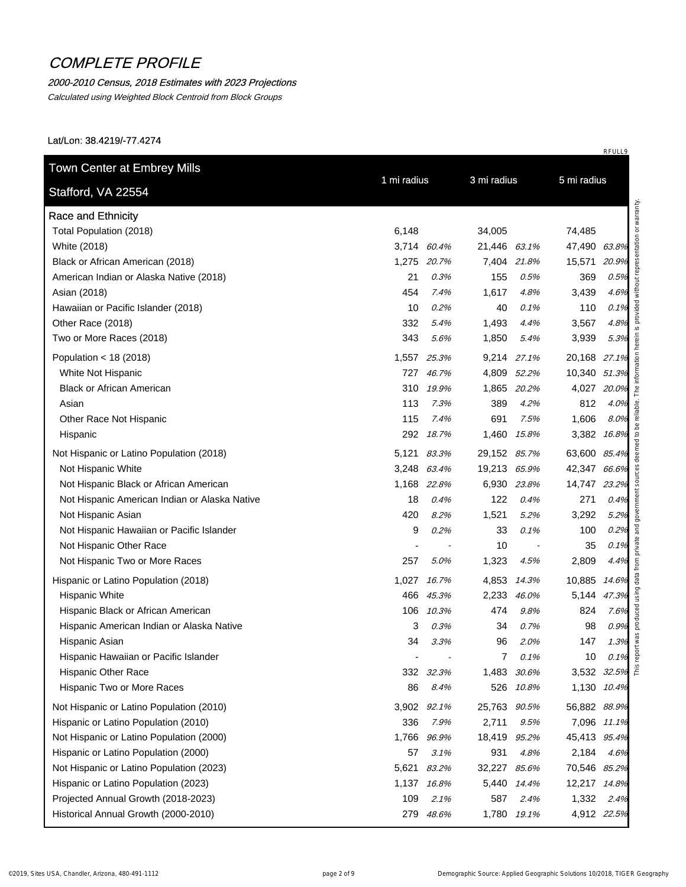# COMPLETE PROFILE

*2000-2010 Census, 2018 Estimates with 2023 Projections*

*Calculated using Weighted Block Centroid from Block Groups*

Lat/Lon: 38.4219/-77.4274

RFULL9

| Town Center at Embrey Mills<br>Stafford, VA 22554 | 1 mi radius | | 3 mi radius | | 5 mi radius | |
|---|---|---|---|---|---|---|
| **Race and Ethnicity** | | | | | | |
| Total Population (2018) | 6,148 | | 34,005 | | 74,485 | |
| White (2018) | 3,714 | *60.4%* | 21,446 | *63.1%* | 47,490 | *63.8%* |
| Black or African American (2018) | 1,275 | *20.7%* | 7,404 | *21.8%* | 15,571 | *20.9%* |
| American Indian or Alaska Native (2018) | 21 | *0.3%* | 155 | *0.5%* | 369 | *0.5%* |
| Asian (2018) | 454 | *7.4%* | 1,617 | *4.8%* | 3,439 | *4.6%* |
| Hawaiian or Pacific Islander (2018) | 10 | *0.2%* | 40 | *0.1%* | 110 | *0.1%* |
| Other Race (2018) | 332 | *5.4%* | 1,493 | *4.4%* | 3,567 | *4.8%* |
| Two or More Races (2018) | 343 | *5.6%* | 1,850 | *5.4%* | 3,939 | *5.3%* |
| Population < 18 (2018) | 1,557 | *25.3%* | 9,214 | *27.1%* | 20,168 | *27.1%* |
| White Not Hispanic | 727 | *46.7%* | 4,809 | *52.2%* | 10,340 | *51.3%* |
| Black or African American | 310 | *19.9%* | 1,865 | *20.2%* | 4,027 | *20.0%* |
| Asian | 113 | *7.3%* | 389 | *4.2%* | 812 | *4.0%* |
| Other Race Not Hispanic | 115 | *7.4%* | 691 | *7.5%* | 1,606 | *8.0%* |
| Hispanic | 292 | *18.7%* | 1,460 | *15.8%* | 3,382 | *16.8%* |
| Not Hispanic or Latino Population (2018) | 5,121 | *83.3%* | 29,152 | *85.7%* | 63,600 | *85.4%* |
| Not Hispanic White | 3,248 | *63.4%* | 19,213 | *65.9%* | 42,347 | *66.6%* |
| Not Hispanic Black or African American | 1,168 | *22.8%* | 6,930 | *23.8%* | 14,747 | *23.2%* |
| Not Hispanic American Indian or Alaska Native | 18 | *0.4%* | 122 | *0.4%* | 271 | *0.4%* |
| Not Hispanic Asian | 420 | *8.2%* | 1,521 | *5.2%* | 3,292 | *5.2%* |
| Not Hispanic Hawaiian or Pacific Islander | 9 | *0.2%* | 33 | *0.1%* | 100 | *0.2%* |
| Not Hispanic Other Race | - | - | 10 | - | 35 | *0.1%* |
| Not Hispanic Two or More Races | 257 | *5.0%* | 1,323 | *4.5%* | 2,809 | *4.4%* |
| Hispanic or Latino Population (2018) | 1,027 | *16.7%* | 4,853 | *14.3%* | 10,885 | *14.6%* |
| Hispanic White | 466 | *45.3%* | 2,233 | *46.0%* | 5,144 | *47.3%* |
| Hispanic Black or African American | 106 | *10.3%* | 474 | *9.8%* | 824 | *7.6%* |
| Hispanic American Indian or Alaska Native | 3 | *0.3%* | 34 | *0.7%* | 98 | *0.9%* |
| Hispanic Asian | 34 | *3.3%* | 96 | *2.0%* | 147 | *1.3%* |
| Hispanic Hawaiian or Pacific Islander | - | - | 7 | *0.1%* | 10 | *0.1%* |
| Hispanic Other Race | 332 | *32.3%* | 1,483 | *30.6%* | 3,532 | *32.5%* |
| Hispanic Two or More Races | 86 | *8.4%* | 526 | *10.8%* | 1,130 | *10.4%* |
| Not Hispanic or Latino Population (2010) | 3,902 | *92.1%* | 25,763 | *90.5%* | 56,882 | *88.9%* |
| Hispanic or Latino Population (2010) | 336 | *7.9%* | 2,711 | *9.5%* | 7,096 | *11.1%* |
| Not Hispanic or Latino Population (2000) | 1,766 | *96.9%* | 18,419 | *95.2%* | 45,413 | *95.4%* |
| Hispanic or Latino Population (2000) | 57 | *3.1%* | 931 | *4.8%* | 2,184 | *4.6%* |
| Not Hispanic or Latino Population (2023) | 5,621 | *83.2%* | 32,227 | *85.6%* | 70,546 | *85.2%* |
| Hispanic or Latino Population (2023) | 1,137 | *16.8%* | 5,440 | *14.4%* | 12,217 | *14.8%* |
| Projected Annual Growth (2018-2023) | 109 | *2.1%* | 587 | *2.4%* | 1,332 | *2.4%* |
| Historical Annual Growth (2000-2010) | 279 | *48.6%* | 1,780 | *19.1%* | 4,912 | *22.5%* |

This report was produced using data from private and government sources deemed to be reliable. The information herein is provided without representation or warranty.

©2019, Sites USA, Chandler, Arizona, 480-491-1112

Demographic Source: Applied Geographic Solutions 10/2018, TIGER Geography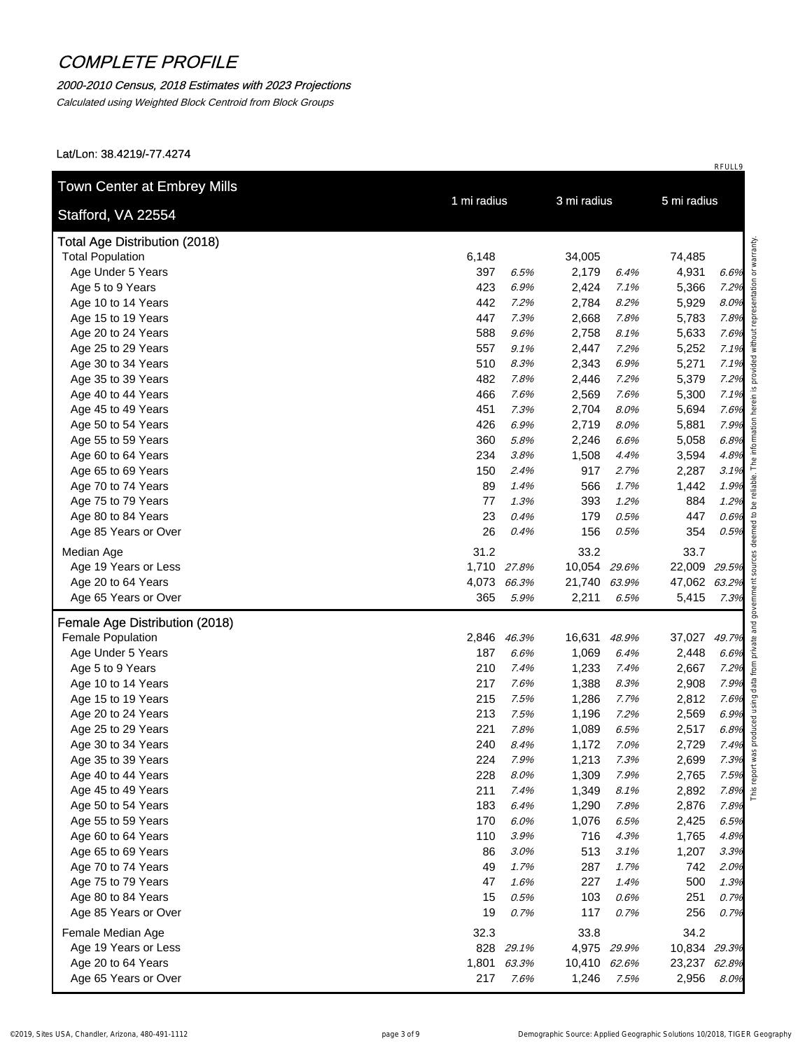# COMPLETE PROFILE

*2000-2010 Census, 2018 Estimates with 2023 Projections*

*Calculated using Weighted Block Centroid from Block Groups*

Lat/Lon: 38.4219/-77.4274

RFULL9

| Town Center at Embrey Mills<br>Stafford, VA 22554 | 1 mi radius | | 3 mi radius | | 5 mi radius | |
|---|---|---|---|---|---|---|
| **Total Age Distribution (2018)** | | | | | | |
| Total Population | 6,148 | | 34,005 | | 74,485 | |
| Age Under 5 Years | 397 | *6.5%* | 2,179 | *6.4%* | 4,931 | *6.6%* |
| Age 5 to 9 Years | 423 | *6.9%* | 2,424 | *7.1%* | 5,366 | *7.2%* |
| Age 10 to 14 Years | 442 | *7.2%* | 2,784 | *8.2%* | 5,929 | *8.0%* |
| Age 15 to 19 Years | 447 | *7.3%* | 2,668 | *7.8%* | 5,783 | *7.8%* |
| Age 20 to 24 Years | 588 | *9.6%* | 2,758 | *8.1%* | 5,633 | *7.6%* |
| Age 25 to 29 Years | 557 | *9.1%* | 2,447 | *7.2%* | 5,252 | *7.1%* |
| Age 30 to 34 Years | 510 | *8.3%* | 2,343 | *6.9%* | 5,271 | *7.1%* |
| Age 35 to 39 Years | 482 | *7.8%* | 2,446 | *7.2%* | 5,379 | *7.2%* |
| Age 40 to 44 Years | 466 | *7.6%* | 2,569 | *7.6%* | 5,300 | *7.1%* |
| Age 45 to 49 Years | 451 | *7.3%* | 2,704 | *8.0%* | 5,694 | *7.6%* |
| Age 50 to 54 Years | 426 | *6.9%* | 2,719 | *8.0%* | 5,881 | *7.9%* |
| Age 55 to 59 Years | 360 | *5.8%* | 2,246 | *6.6%* | 5,058 | *6.8%* |
| Age 60 to 64 Years | 234 | *3.8%* | 1,508 | *4.4%* | 3,594 | *4.8%* |
| Age 65 to 69 Years | 150 | *2.4%* | 917 | *2.7%* | 2,287 | *3.1%* |
| Age 70 to 74 Years | 89 | *1.4%* | 566 | *1.7%* | 1,442 | *1.9%* |
| Age 75 to 79 Years | 77 | *1.3%* | 393 | *1.2%* | 884 | *1.2%* |
| Age 80 to 84 Years | 23 | *0.4%* | 179 | *0.5%* | 447 | *0.6%* |
| Age 85 Years or Over | 26 | *0.4%* | 156 | *0.5%* | 354 | *0.5%* |
| Median Age | 31.2 | | 33.2 | | 33.7 | |
| Age 19 Years or Less | 1,710 | *27.8%* | 10,054 | *29.6%* | 22,009 | *29.5%* |
| Age 20 to 64 Years | 4,073 | *66.3%* | 21,740 | *63.9%* | 47,062 | *63.2%* |
| Age 65 Years or Over | 365 | *5.9%* | 2,211 | *6.5%* | 5,415 | *7.3%* |
| **Female Age Distribution (2018)** | | | | | | |
| Female Population | 2,846 | *46.3%* | 16,631 | *48.9%* | 37,027 | *49.7%* |
| Age Under 5 Years | 187 | *6.6%* | 1,069 | *6.4%* | 2,448 | *6.6%* |
| Age 5 to 9 Years | 210 | *7.4%* | 1,233 | *7.4%* | 2,667 | *7.2%* |
| Age 10 to 14 Years | 217 | *7.6%* | 1,388 | *8.3%* | 2,908 | *7.9%* |
| Age 15 to 19 Years | 215 | *7.5%* | 1,286 | *7.7%* | 2,812 | *7.6%* |
| Age 20 to 24 Years | 213 | *7.5%* | 1,196 | *7.2%* | 2,569 | *6.9%* |
| Age 25 to 29 Years | 221 | *7.8%* | 1,089 | *6.5%* | 2,517 | *6.8%* |
| Age 30 to 34 Years | 240 | *8.4%* | 1,172 | *7.0%* | 2,729 | *7.4%* |
| Age 35 to 39 Years | 224 | *7.9%* | 1,213 | *7.3%* | 2,699 | *7.3%* |
| Age 40 to 44 Years | 228 | *8.0%* | 1,309 | *7.9%* | 2,765 | *7.5%* |
| Age 45 to 49 Years | 211 | *7.4%* | 1,349 | *8.1%* | 2,892 | *7.8%* |
| Age 50 to 54 Years | 183 | *6.4%* | 1,290 | *7.8%* | 2,876 | *7.8%* |
| Age 55 to 59 Years | 170 | *6.0%* | 1,076 | *6.5%* | 2,425 | *6.5%* |
| Age 60 to 64 Years | 110 | *3.9%* | 716 | *4.3%* | 1,765 | *4.8%* |
| Age 65 to 69 Years | 86 | *3.0%* | 513 | *3.1%* | 1,207 | *3.3%* |
| Age 70 to 74 Years | 49 | *1.7%* | 287 | *1.7%* | 742 | *2.0%* |
| Age 75 to 79 Years | 47 | *1.6%* | 227 | *1.4%* | 500 | *1.3%* |
| Age 80 to 84 Years | 15 | *0.5%* | 103 | *0.6%* | 251 | *0.7%* |
| Age 85 Years or Over | 19 | *0.7%* | 117 | *0.7%* | 256 | *0.7%* |
| Female Median Age | 32.3 | | 33.8 | | 34.2 | |
| Age 19 Years or Less | 828 | *29.1%* | 4,975 | *29.9%* | 10,834 | *29.3%* |
| Age 20 to 64 Years | 1,801 | *63.3%* | 10,410 | *62.6%* | 23,237 | *62.8%* |
| Age 65 Years or Over | 217 | *7.6%* | 1,246 | *7.5%* | 2,956 | *8.0%* |

This report was produced using data from private and government sources deemed to be reliable. The information herein is provided without representation or warranty.

©2019, Sites USA, Chandler, Arizona, 480-491-1112 — Demographic Source: Applied Geographic Solutions 10/2018, TIGER Geography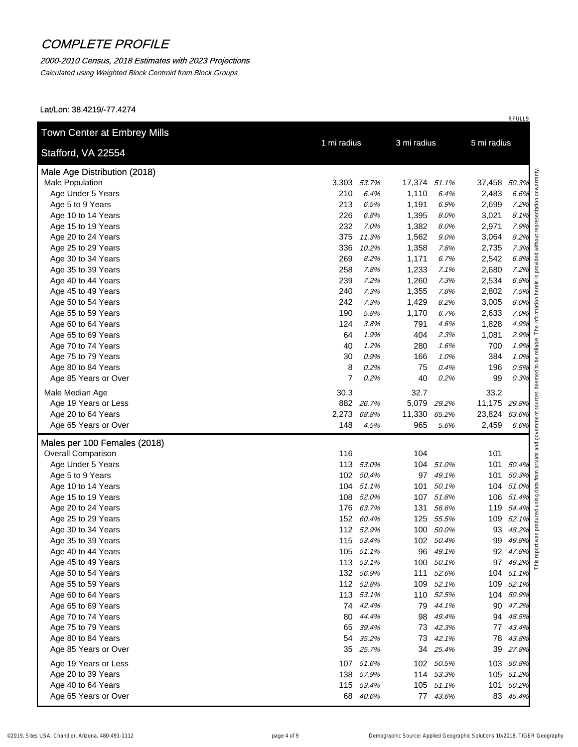# COMPLETE PROFILE

*2000-2010 Census, 2018 Estimates with 2023 Projections*

*Calculated using Weighted Block Centroid from Block Groups*

Lat/Lon: 38.4219/-77.4274

RFULL9

| Town Center at Embrey Mills<br>Stafford, VA 22554 | 1 mi radius | | 3 mi radius | | 5 mi radius | |
|---|---|---|---|---|---|---|
| **Male Age Distribution (2018)** | | | | | | |
| Male Population | 3,303 | *53.7%* | 17,374 | *51.1%* | 37,458 | *50.3%* |
| Age Under 5 Years | 210 | *6.4%* | 1,110 | *6.4%* | 2,483 | *6.6%* |
| Age 5 to 9 Years | 213 | *6.5%* | 1,191 | *6.9%* | 2,699 | *7.2%* |
| Age 10 to 14 Years | 226 | *6.8%* | 1,395 | *8.0%* | 3,021 | *8.1%* |
| Age 15 to 19 Years | 232 | *7.0%* | 1,382 | *8.0%* | 2,971 | *7.9%* |
| Age 20 to 24 Years | 375 | *11.3%* | 1,562 | *9.0%* | 3,064 | *8.2%* |
| Age 25 to 29 Years | 336 | *10.2%* | 1,358 | *7.8%* | 2,735 | *7.3%* |
| Age 30 to 34 Years | 269 | *8.2%* | 1,171 | *6.7%* | 2,542 | *6.8%* |
| Age 35 to 39 Years | 258 | *7.8%* | 1,233 | *7.1%* | 2,680 | *7.2%* |
| Age 40 to 44 Years | 239 | *7.2%* | 1,260 | *7.3%* | 2,534 | *6.8%* |
| Age 45 to 49 Years | 240 | *7.3%* | 1,355 | *7.8%* | 2,802 | *7.5%* |
| Age 50 to 54 Years | 242 | *7.3%* | 1,429 | *8.2%* | 3,005 | *8.0%* |
| Age 55 to 59 Years | 190 | *5.8%* | 1,170 | *6.7%* | 2,633 | *7.0%* |
| Age 60 to 64 Years | 124 | *3.8%* | 791 | *4.6%* | 1,828 | *4.9%* |
| Age 65 to 69 Years | 64 | *1.9%* | 404 | *2.3%* | 1,081 | *2.9%* |
| Age 70 to 74 Years | 40 | *1.2%* | 280 | *1.6%* | 700 | *1.9%* |
| Age 75 to 79 Years | 30 | *0.9%* | 166 | *1.0%* | 384 | *1.0%* |
| Age 80 to 84 Years | 8 | *0.2%* | 75 | *0.4%* | 196 | *0.5%* |
| Age 85 Years or Over | 7 | *0.2%* | 40 | *0.2%* | 99 | *0.3%* |
| Male Median Age | 30.3 | | 32.7 | | 33.2 | |
| Age 19 Years or Less | 882 | *26.7%* | 5,079 | *29.2%* | 11,175 | *29.8%* |
| Age 20 to 64 Years | 2,273 | *68.8%* | 11,330 | *65.2%* | 23,824 | *63.6%* |
| Age 65 Years or Over | 148 | *4.5%* | 965 | *5.6%* | 2,459 | *6.6%* |
| **Males per 100 Females (2018)** | | | | | | |
| Overall Comparison | 116 | | 104 | | 101 | |
| Age Under 5 Years | 113 | *53.0%* | 104 | *51.0%* | 101 | *50.4%* |
| Age 5 to 9 Years | 102 | *50.4%* | 97 | *49.1%* | 101 | *50.3%* |
| Age 10 to 14 Years | 104 | *51.1%* | 101 | *50.1%* | 104 | *51.0%* |
| Age 15 to 19 Years | 108 | *52.0%* | 107 | *51.8%* | 106 | *51.4%* |
| Age 20 to 24 Years | 176 | *63.7%* | 131 | *56.6%* | 119 | *54.4%* |
| Age 25 to 29 Years | 152 | *60.4%* | 125 | *55.5%* | 109 | *52.1%* |
| Age 30 to 34 Years | 112 | *52.9%* | 100 | *50.0%* | 93 | *48.2%* |
| Age 35 to 39 Years | 115 | *53.4%* | 102 | *50.4%* | 99 | *49.8%* |
| Age 40 to 44 Years | 105 | *51.1%* | 96 | *49.1%* | 92 | *47.8%* |
| Age 45 to 49 Years | 113 | *53.1%* | 100 | *50.1%* | 97 | *49.2%* |
| Age 50 to 54 Years | 132 | *56.9%* | 111 | *52.6%* | 104 | *51.1%* |
| Age 55 to 59 Years | 112 | *52.8%* | 109 | *52.1%* | 109 | *52.1%* |
| Age 60 to 64 Years | 113 | *53.1%* | 110 | *52.5%* | 104 | *50.9%* |
| Age 65 to 69 Years | 74 | *42.4%* | 79 | *44.1%* | 90 | *47.2%* |
| Age 70 to 74 Years | 80 | *44.4%* | 98 | *49.4%* | 94 | *48.5%* |
| Age 75 to 79 Years | 65 | *39.4%* | 73 | *42.3%* | 77 | *43.4%* |
| Age 80 to 84 Years | 54 | *35.2%* | 73 | *42.1%* | 78 | *43.8%* |
| Age 85 Years or Over | 35 | *25.7%* | 34 | *25.4%* | 39 | *27.8%* |
| Age 19 Years or Less | 107 | *51.6%* | 102 | *50.5%* | 103 | *50.8%* |
| Age 20 to 39 Years | 138 | *57.9%* | 114 | *53.3%* | 105 | *51.2%* |
| Age 40 to 64 Years | 115 | *53.4%* | 105 | *51.1%* | 101 | *50.2%* |
| Age 65 Years or Over | 68 | *40.6%* | 77 | *43.6%* | 83 | *45.4%* |

This report was produced using data from private and government sources deemed to be reliable. The information herein is provided without representation or warranty.

©2019, Sites USA, Chandler, Arizona, 480-491-1112 — Demographic Source: Applied Geographic Solutions 10/2018, TIGER Geography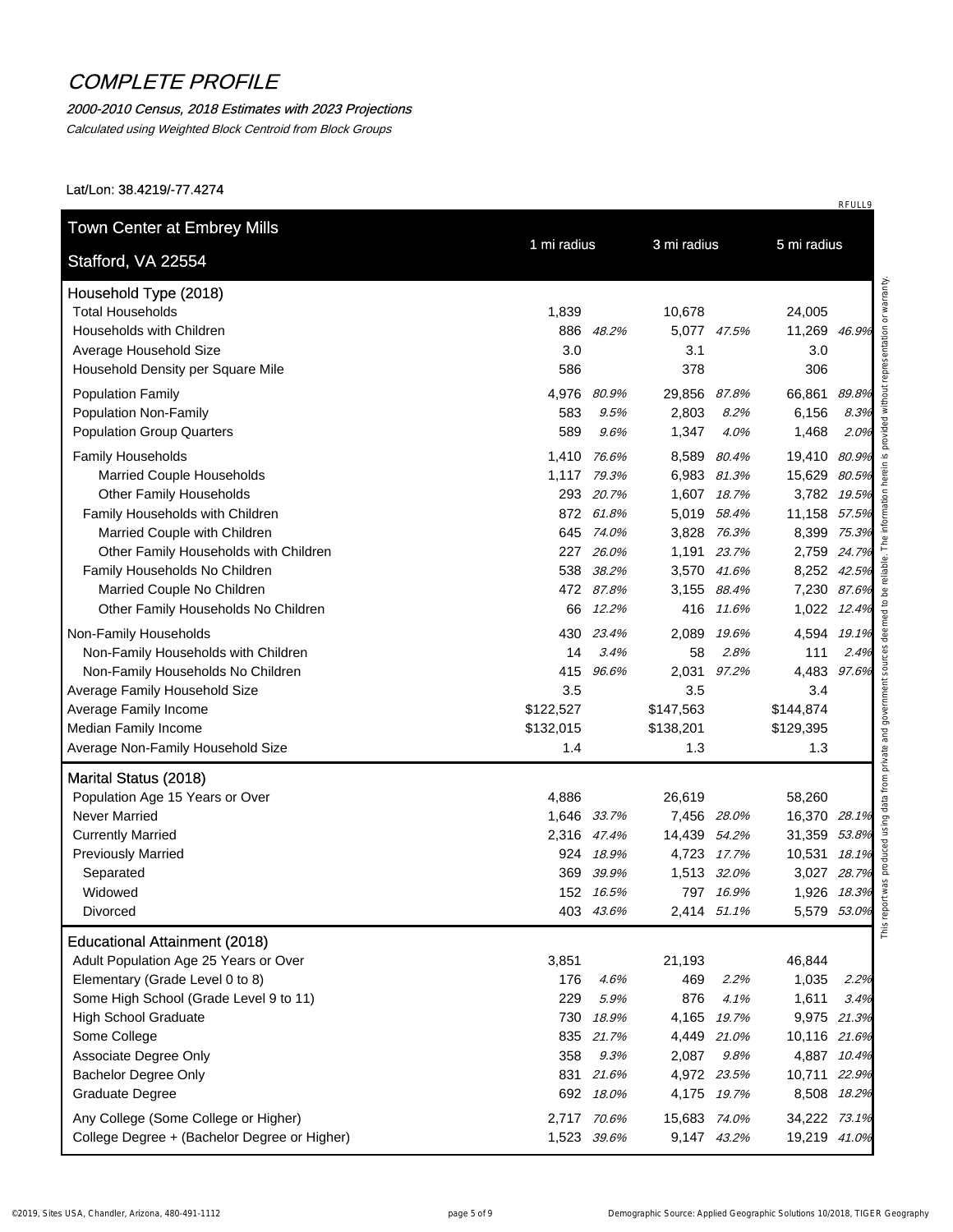# COMPLETE PROFILE

*2000-2010 Census, 2018 Estimates with 2023 Projections*

*Calculated using Weighted Block Centroid from Block Groups*

Lat/Lon: 38.4219/-77.4274

RFULL9

| Town Center at Embrey Mills<br>Stafford, VA 22554 | 1 mi radius | | 3 mi radius | | 5 mi radius | |
|---|---|---|---|---|---|---|
| **Household Type (2018)** | | | | | | |
| Total Households | 1,839 | | 10,678 | | 24,005 | |
| Households with Children | 886 | *48.2%* | 5,077 | *47.5%* | 11,269 | *46.9%* |
| Average Household Size | 3.0 | | 3.1 | | 3.0 | |
| Household Density per Square Mile | 586 | | 378 | | 306 | |
| Population Family | 4,976 | *80.9%* | 29,856 | *87.8%* | 66,861 | *89.8%* |
| Population Non-Family | 583 | *9.5%* | 2,803 | *8.2%* | 6,156 | *8.3%* |
| Population Group Quarters | 589 | *9.6%* | 1,347 | *4.0%* | 1,468 | *2.0%* |
| Family Households | 1,410 | *76.6%* | 8,589 | *80.4%* | 19,410 | *80.9%* |
| Married Couple Households | 1,117 | *79.3%* | 6,983 | *81.3%* | 15,629 | *80.5%* |
| Other Family Households | 293 | *20.7%* | 1,607 | *18.7%* | 3,782 | *19.5%* |
| Family Households with Children | 872 | *61.8%* | 5,019 | *58.4%* | 11,158 | *57.5%* |
| Married Couple with Children | 645 | *74.0%* | 3,828 | *76.3%* | 8,399 | *75.3%* |
| Other Family Households with Children | 227 | *26.0%* | 1,191 | *23.7%* | 2,759 | *24.7%* |
| Family Households No Children | 538 | *38.2%* | 3,570 | *41.6%* | 8,252 | *42.5%* |
| Married Couple No Children | 472 | *87.8%* | 3,155 | *88.4%* | 7,230 | *87.6%* |
| Other Family Households No Children | 66 | *12.2%* | 416 | *11.6%* | 1,022 | *12.4%* |
| Non-Family Households | 430 | *23.4%* | 2,089 | *19.6%* | 4,594 | *19.1%* |
| Non-Family Households with Children | 14 | *3.4%* | 58 | *2.8%* | 111 | *2.4%* |
| Non-Family Households No Children | 415 | *96.6%* | 2,031 | *97.2%* | 4,483 | *97.6%* |
| Average Family Household Size | 3.5 | | 3.5 | | 3.4 | |
| Average Family Income | $122,527 | | $147,563 | | $144,874 | |
| Median Family Income | $132,015 | | $138,201 | | $129,395 | |
| Average Non-Family Household Size | 1.4 | | 1.3 | | 1.3 | |
| **Marital Status (2018)** | | | | | | |
| Population Age 15 Years or Over | 4,886 | | 26,619 | | 58,260 | |
| Never Married | 1,646 | *33.7%* | 7,456 | *28.0%* | 16,370 | *28.1%* |
| Currently Married | 2,316 | *47.4%* | 14,439 | *54.2%* | 31,359 | *53.8%* |
| Previously Married | 924 | *18.9%* | 4,723 | *17.7%* | 10,531 | *18.1%* |
| Separated | 369 | *39.9%* | 1,513 | *32.0%* | 3,027 | *28.7%* |
| Widowed | 152 | *16.5%* | 797 | *16.9%* | 1,926 | *18.3%* |
| Divorced | 403 | *43.6%* | 2,414 | *51.1%* | 5,579 | *53.0%* |
| **Educational Attainment (2018)** | | | | | | |
| Adult Population Age 25 Years or Over | 3,851 | | 21,193 | | 46,844 | |
| Elementary (Grade Level 0 to 8) | 176 | *4.6%* | 469 | *2.2%* | 1,035 | *2.2%* |
| Some High School (Grade Level 9 to 11) | 229 | *5.9%* | 876 | *4.1%* | 1,611 | *3.4%* |
| High School Graduate | 730 | *18.9%* | 4,165 | *19.7%* | 9,975 | *21.3%* |
| Some College | 835 | *21.7%* | 4,449 | *21.0%* | 10,116 | *21.6%* |
| Associate Degree Only | 358 | *9.3%* | 2,087 | *9.8%* | 4,887 | *10.4%* |
| Bachelor Degree Only | 831 | *21.6%* | 4,972 | *23.5%* | 10,711 | *22.9%* |
| Graduate Degree | 692 | *18.0%* | 4,175 | *19.7%* | 8,508 | *18.2%* |
| Any College (Some College or Higher) | 2,717 | *70.6%* | 15,683 | *74.0%* | 34,222 | *73.1%* |
| College Degree + (Bachelor Degree or Higher) | 1,523 | *39.6%* | 9,147 | *43.2%* | 19,219 | *41.0%* |

This report was produced using data from private and government sources deemed to be reliable. The information herein is provided without representation or warranty.

©2019, Sites USA, Chandler, Arizona, 480-491-1112 — Demographic Source: Applied Geographic Solutions 10/2018, TIGER Geography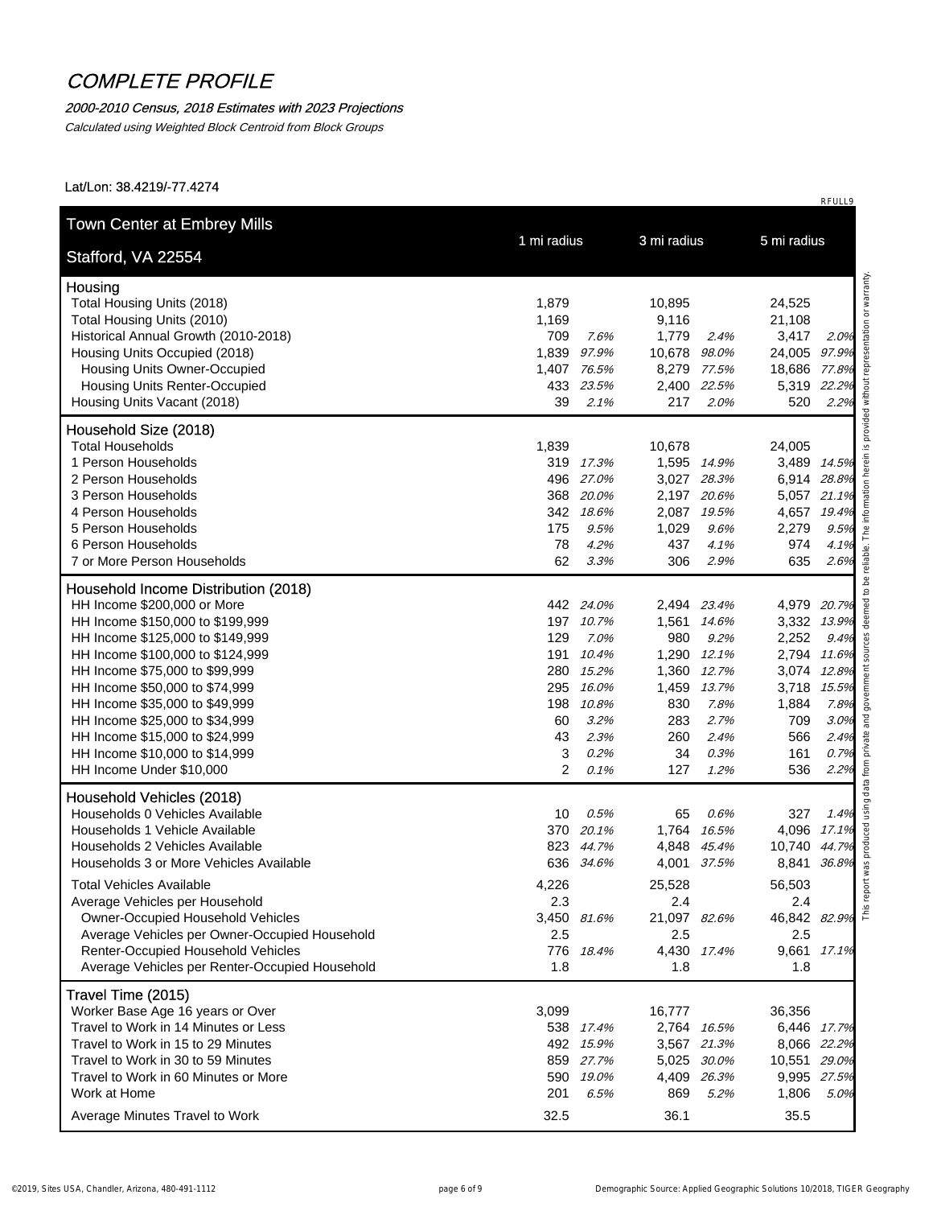# COMPLETE PROFILE

*2000-2010 Census, 2018 Estimates with 2023 Projections*

*Calculated using Weighted Block Centroid from Block Groups*

Lat/Lon: 38.4219/-77.4274

RFULL9

| Town Center at Embrey Mills<br>Stafford, VA 22554 | 1 mi radius | | 3 mi radius | | 5 mi radius | |
|---|---|---|---|---|---|---|
| **Housing** | | | | | | |
| Total Housing Units (2018) | 1,879 | | 10,895 | | 24,525 | |
| Total Housing Units (2010) | 1,169 | | 9,116 | | 21,108 | |
| Historical Annual Growth (2010-2018) | 709 | *7.6%* | 1,779 | *2.4%* | 3,417 | *2.0%* |
| Housing Units Occupied (2018) | 1,839 | *97.9%* | 10,678 | *98.0%* | 24,005 | *97.9%* |
| Housing Units Owner-Occupied | 1,407 | *76.5%* | 8,279 | *77.5%* | 18,686 | *77.8%* |
| Housing Units Renter-Occupied | 433 | *23.5%* | 2,400 | *22.5%* | 5,319 | *22.2%* |
| Housing Units Vacant (2018) | 39 | *2.1%* | 217 | *2.0%* | 520 | *2.2%* |
| **Household Size (2018)** | | | | | | |
| Total Households | 1,839 | | 10,678 | | 24,005 | |
| 1 Person Households | 319 | *17.3%* | 1,595 | *14.9%* | 3,489 | *14.5%* |
| 2 Person Households | 496 | *27.0%* | 3,027 | *28.3%* | 6,914 | *28.8%* |
| 3 Person Households | 368 | *20.0%* | 2,197 | *20.6%* | 5,057 | *21.1%* |
| 4 Person Households | 342 | *18.6%* | 2,087 | *19.5%* | 4,657 | *19.4%* |
| 5 Person Households | 175 | *9.5%* | 1,029 | *9.6%* | 2,279 | *9.5%* |
| 6 Person Households | 78 | *4.2%* | 437 | *4.1%* | 974 | *4.1%* |
| 7 or More Person Households | 62 | *3.3%* | 306 | *2.9%* | 635 | *2.6%* |
| **Household Income Distribution (2018)** | | | | | | |
| HH Income $200,000 or More | 442 | *24.0%* | 2,494 | *23.4%* | 4,979 | *20.7%* |
| HH Income $150,000 to $199,999 | 197 | *10.7%* | 1,561 | *14.6%* | 3,332 | *13.9%* |
| HH Income $125,000 to $149,999 | 129 | *7.0%* | 980 | *9.2%* | 2,252 | *9.4%* |
| HH Income $100,000 to $124,999 | 191 | *10.4%* | 1,290 | *12.1%* | 2,794 | *11.6%* |
| HH Income $75,000 to $99,999 | 280 | *15.2%* | 1,360 | *12.7%* | 3,074 | *12.8%* |
| HH Income $50,000 to $74,999 | 295 | *16.0%* | 1,459 | *13.7%* | 3,718 | *15.5%* |
| HH Income $35,000 to $49,999 | 198 | *10.8%* | 830 | *7.8%* | 1,884 | *7.8%* |
| HH Income $25,000 to $34,999 | 60 | *3.2%* | 283 | *2.7%* | 709 | *3.0%* |
| HH Income $15,000 to $24,999 | 43 | *2.3%* | 260 | *2.4%* | 566 | *2.4%* |
| HH Income $10,000 to $14,999 | 3 | *0.2%* | 34 | *0.3%* | 161 | *0.7%* |
| HH Income Under $10,000 | 2 | *0.1%* | 127 | *1.2%* | 536 | *2.2%* |
| **Household Vehicles (2018)** | | | | | | |
| Households 0 Vehicles Available | 10 | *0.5%* | 65 | *0.6%* | 327 | *1.4%* |
| Households 1 Vehicle Available | 370 | *20.1%* | 1,764 | *16.5%* | 4,096 | *17.1%* |
| Households 2 Vehicles Available | 823 | *44.7%* | 4,848 | *45.4%* | 10,740 | *44.7%* |
| Households 3 or More Vehicles Available | 636 | *34.6%* | 4,001 | *37.5%* | 8,841 | *36.8%* |
| Total Vehicles Available | 4,226 | | 25,528 | | 56,503 | |
| Average Vehicles per Household | 2.3 | | 2.4 | | 2.4 | |
| Owner-Occupied Household Vehicles | 3,450 | *81.6%* | 21,097 | *82.6%* | 46,842 | *82.9%* |
| Average Vehicles per Owner-Occupied Household | 2.5 | | 2.5 | | 2.5 | |
| Renter-Occupied Household Vehicles | 776 | *18.4%* | 4,430 | *17.4%* | 9,661 | *17.1%* |
| Average Vehicles per Renter-Occupied Household | 1.8 | | 1.8 | | 1.8 | |
| **Travel Time (2015)** | | | | | | |
| Worker Base Age 16 years or Over | 3,099 | | 16,777 | | 36,356 | |
| Travel to Work in 14 Minutes or Less | 538 | *17.4%* | 2,764 | *16.5%* | 6,446 | *17.7%* |
| Travel to Work in 15 to 29 Minutes | 492 | *15.9%* | 3,567 | *21.3%* | 8,066 | *22.2%* |
| Travel to Work in 30 to 59 Minutes | 859 | *27.7%* | 5,025 | *30.0%* | 10,551 | *29.0%* |
| Travel to Work in 60 Minutes or More | 590 | *19.0%* | 4,409 | *26.3%* | 9,995 | *27.5%* |
| Work at Home | 201 | *6.5%* | 869 | *5.2%* | 1,806 | *5.0%* |
| Average Minutes Travel to Work | 32.5 | | 36.1 | | 35.5 | |

This report was produced using data from private and government sources deemed to be reliable. The information herein is provided without representation or warranty.

©2019, Sites USA, Chandler, Arizona, 480-491-1112 — Demographic Source: Applied Geographic Solutions 10/2018, TIGER Geography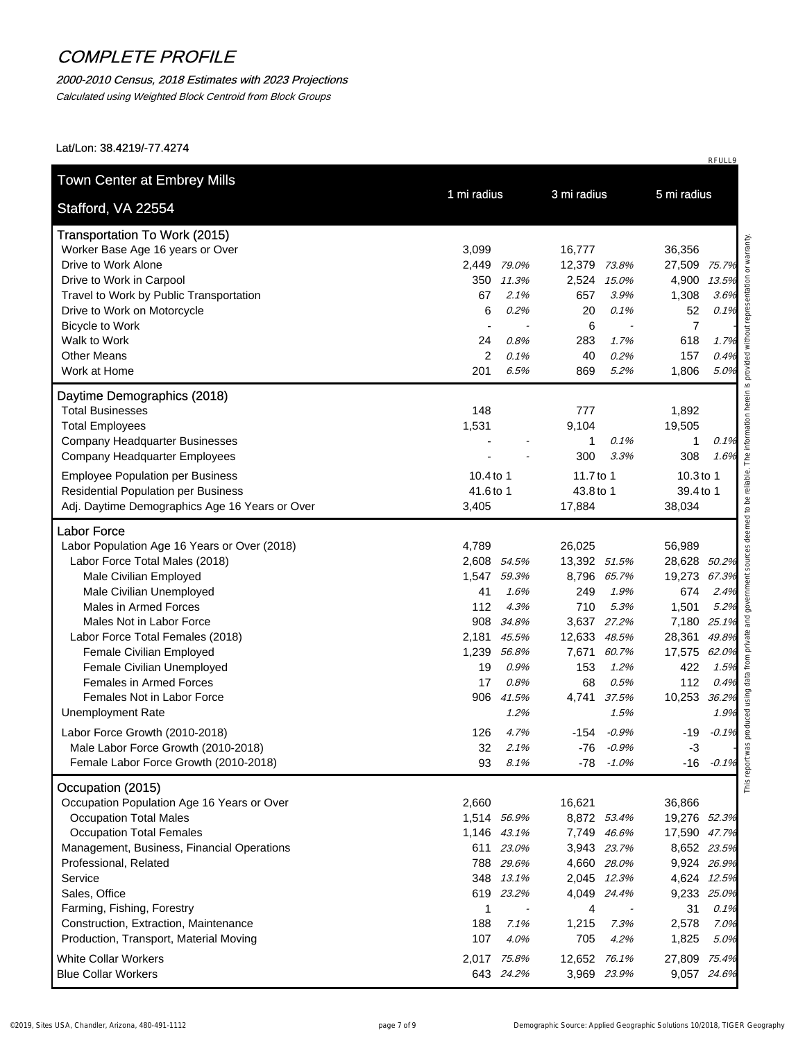# COMPLETE PROFILE

*2000-2010 Census, 2018 Estimates with 2023 Projections*

*Calculated using Weighted Block Centroid from Block Groups*

Lat/Lon: 38.4219/-77.4274

RFULL9

| Town Center at Embrey Mills<br>Stafford, VA 22554 | 1 mi radius | | 3 mi radius | | 5 mi radius | |
|---|---|---|---|---|---|---|
| **Transportation To Work (2015)** | | | | | | |
| Worker Base Age 16 years or Over | 3,099 | | 16,777 | | 36,356 | |
| Drive to Work Alone | 2,449 | *79.0%* | 12,379 | *73.8%* | 27,509 | *75.7%* |
| Drive to Work in Carpool | 350 | *11.3%* | 2,524 | *15.0%* | 4,900 | *13.5%* |
| Travel to Work by Public Transportation | 67 | *2.1%* | 657 | *3.9%* | 1,308 | *3.6%* |
| Drive to Work on Motorcycle | 6 | *0.2%* | 20 | *0.1%* | 52 | *0.1%* |
| Bicycle to Work | - | - | 6 | - | 7 | - |
| Walk to Work | 24 | *0.8%* | 283 | *1.7%* | 618 | *1.7%* |
| Other Means | 2 | *0.1%* | 40 | *0.2%* | 157 | *0.4%* |
| Work at Home | 201 | *6.5%* | 869 | *5.2%* | 1,806 | *5.0%* |
| **Daytime Demographics (2018)** | | | | | | |
| Total Businesses | 148 | | 777 | | 1,892 | |
| Total Employees | 1,531 | | 9,104 | | 19,505 | |
| Company Headquarter Businesses | - | - | 1 | *0.1%* | 1 | *0.1%* |
| Company Headquarter Employees | - | - | 300 | *3.3%* | 308 | *1.6%* |
| Employee Population per Business | 10.4 to 1 | | 11.7 to 1 | | 10.3 to 1 | |
| Residential Population per Business | 41.6 to 1 | | 43.8 to 1 | | 39.4 to 1 | |
| Adj. Daytime Demographics Age 16 Years or Over | 3,405 | | 17,884 | | 38,034 | |
| **Labor Force** | | | | | | |
| Labor Population Age 16 Years or Over (2018) | 4,789 | | 26,025 | | 56,989 | |
| Labor Force Total Males (2018) | 2,608 | *54.5%* | 13,392 | *51.5%* | 28,628 | *50.2%* |
| Male Civilian Employed | 1,547 | *59.3%* | 8,796 | *65.7%* | 19,273 | *67.3%* |
| Male Civilian Unemployed | 41 | *1.6%* | 249 | *1.9%* | 674 | *2.4%* |
| Males in Armed Forces | 112 | *4.3%* | 710 | *5.3%* | 1,501 | *5.2%* |
| Males Not in Labor Force | 908 | *34.8%* | 3,637 | *27.2%* | 7,180 | *25.1%* |
| Labor Force Total Females (2018) | 2,181 | *45.5%* | 12,633 | *48.5%* | 28,361 | *49.8%* |
| Female Civilian Employed | 1,239 | *56.8%* | 7,671 | *60.7%* | 17,575 | *62.0%* |
| Female Civilian Unemployed | 19 | *0.9%* | 153 | *1.2%* | 422 | *1.5%* |
| Females in Armed Forces | 17 | *0.8%* | 68 | *0.5%* | 112 | *0.4%* |
| Females Not in Labor Force | 906 | *41.5%* | 4,741 | *37.5%* | 10,253 | *36.2%* |
| Unemployment Rate | | *1.2%* | | *1.5%* | | *1.9%* |
| Labor Force Growth (2010-2018) | 126 | *4.7%* | -154 | *-0.9%* | -19 | *-0.1%* |
| Male Labor Force Growth (2010-2018) | 32 | *2.1%* | -76 | *-0.9%* | -3 | - |
| Female Labor Force Growth (2010-2018) | 93 | *8.1%* | -78 | *-1.0%* | -16 | *-0.1%* |
| **Occupation (2015)** | | | | | | |
| Occupation Population Age 16 Years or Over | 2,660 | | 16,621 | | 36,866 | |
| Occupation Total Males | 1,514 | *56.9%* | 8,872 | *53.4%* | 19,276 | *52.3%* |
| Occupation Total Females | 1,146 | *43.1%* | 7,749 | *46.6%* | 17,590 | *47.7%* |
| Management, Business, Financial Operations | 611 | *23.0%* | 3,943 | *23.7%* | 8,652 | *23.5%* |
| Professional, Related | 788 | *29.6%* | 4,660 | *28.0%* | 9,924 | *26.9%* |
| Service | 348 | *13.1%* | 2,045 | *12.3%* | 4,624 | *12.5%* |
| Sales, Office | 619 | *23.2%* | 4,049 | *24.4%* | 9,233 | *25.0%* |
| Farming, Fishing, Forestry | 1 | - | 4 | - | 31 | *0.1%* |
| Construction, Extraction, Maintenance | 188 | *7.1%* | 1,215 | *7.3%* | 2,578 | *7.0%* |
| Production, Transport, Material Moving | 107 | *4.0%* | 705 | *4.2%* | 1,825 | *5.0%* |
| White Collar Workers | 2,017 | *75.8%* | 12,652 | *76.1%* | 27,809 | *75.4%* |
| Blue Collar Workers | 643 | *24.2%* | 3,969 | *23.9%* | 9,057 | *24.6%* |

This report was produced using data from private and government sources deemed to be reliable. The information herein is provided without representation or warranty.

©2019, Sites USA, Chandler, Arizona, 480-491-1112 — Demographic Source: Applied Geographic Solutions 10/2018, TIGER Geography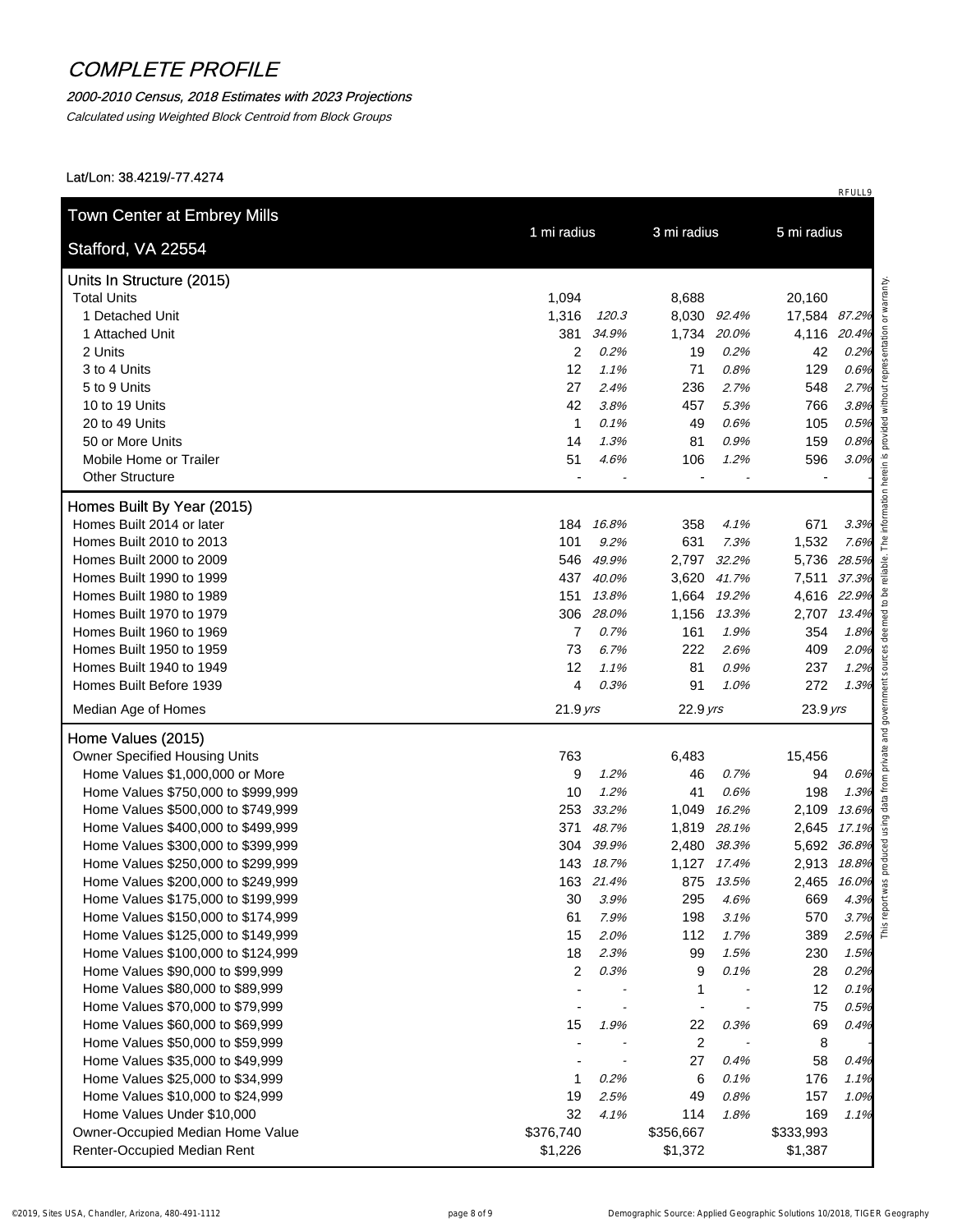# COMPLETE PROFILE

*2000-2010 Census, 2018 Estimates with 2023 Projections*

*Calculated using Weighted Block Centroid from Block Groups*

Lat/Lon: 38.4219/-77.4274

RFULL9

| Town Center at Embrey Mills<br>Stafford, VA 22554 | 1 mi radius | | 3 mi radius | | 5 mi radius | |
|---|---|---|---|---|---|---|
| **Units In Structure (2015)** | | | | | | |
| Total Units | 1,094 | | 8,688 | | 20,160 | |
| 1 Detached Unit | 1,316 | *120.3* | 8,030 | *92.4%* | 17,584 | *87.2%* |
| 1 Attached Unit | 381 | *34.9%* | 1,734 | *20.0%* | 4,116 | *20.4%* |
| 2 Units | 2 | *0.2%* | 19 | *0.2%* | 42 | *0.2%* |
| 3 to 4 Units | 12 | *1.1%* | 71 | *0.8%* | 129 | *0.6%* |
| 5 to 9 Units | 27 | *2.4%* | 236 | *2.7%* | 548 | *2.7%* |
| 10 to 19 Units | 42 | *3.8%* | 457 | *5.3%* | 766 | *3.8%* |
| 20 to 49 Units | 1 | *0.1%* | 49 | *0.6%* | 105 | *0.5%* |
| 50 or More Units | 14 | *1.3%* | 81 | *0.9%* | 159 | *0.8%* |
| Mobile Home or Trailer | 51 | *4.6%* | 106 | *1.2%* | 596 | *3.0%* |
| Other Structure | - | - | - | - | - | - |
| **Homes Built By Year (2015)** | | | | | | |
| Homes Built 2014 or later | 184 | *16.8%* | 358 | *4.1%* | 671 | *3.3%* |
| Homes Built 2010 to 2013 | 101 | *9.2%* | 631 | *7.3%* | 1,532 | *7.6%* |
| Homes Built 2000 to 2009 | 546 | *49.9%* | 2,797 | *32.2%* | 5,736 | *28.5%* |
| Homes Built 1990 to 1999 | 437 | *40.0%* | 3,620 | *41.7%* | 7,511 | *37.3%* |
| Homes Built 1980 to 1989 | 151 | *13.8%* | 1,664 | *19.2%* | 4,616 | *22.9%* |
| Homes Built 1970 to 1979 | 306 | *28.0%* | 1,156 | *13.3%* | 2,707 | *13.4%* |
| Homes Built 1960 to 1969 | 7 | *0.7%* | 161 | *1.9%* | 354 | *1.8%* |
| Homes Built 1950 to 1959 | 73 | *6.7%* | 222 | *2.6%* | 409 | *2.0%* |
| Homes Built 1940 to 1949 | 12 | *1.1%* | 81 | *0.9%* | 237 | *1.2%* |
| Homes Built Before 1939 | 4 | *0.3%* | 91 | *1.0%* | 272 | *1.3%* |
| Median Age of Homes | 21.9 *yrs* | | 22.9 *yrs* | | 23.9 *yrs* | |
| **Home Values (2015)** | | | | | | |
| Owner Specified Housing Units | 763 | | 6,483 | | 15,456 | |
| Home Values $1,000,000 or More | 9 | *1.2%* | 46 | *0.7%* | 94 | *0.6%* |
| Home Values $750,000 to $999,999 | 10 | *1.2%* | 41 | *0.6%* | 198 | *1.3%* |
| Home Values $500,000 to $749,999 | 253 | *33.2%* | 1,049 | *16.2%* | 2,109 | *13.6%* |
| Home Values $400,000 to $499,999 | 371 | *48.7%* | 1,819 | *28.1%* | 2,645 | *17.1%* |
| Home Values $300,000 to $399,999 | 304 | *39.9%* | 2,480 | *38.3%* | 5,692 | *36.8%* |
| Home Values $250,000 to $299,999 | 143 | *18.7%* | 1,127 | *17.4%* | 2,913 | *18.8%* |
| Home Values $200,000 to $249,999 | 163 | *21.4%* | 875 | *13.5%* | 2,465 | *16.0%* |
| Home Values $175,000 to $199,999 | 30 | *3.9%* | 295 | *4.6%* | 669 | *4.3%* |
| Home Values $150,000 to $174,999 | 61 | *7.9%* | 198 | *3.1%* | 570 | *3.7%* |
| Home Values $125,000 to $149,999 | 15 | *2.0%* | 112 | *1.7%* | 389 | *2.5%* |
| Home Values $100,000 to $124,999 | 18 | *2.3%* | 99 | *1.5%* | 230 | *1.5%* |
| Home Values $90,000 to $99,999 | 2 | *0.3%* | 9 | *0.1%* | 28 | *0.2%* |
| Home Values $80,000 to $89,999 | - | - | 1 | - | 12 | *0.1%* |
| Home Values $70,000 to $79,999 | - | - | - | - | 75 | *0.5%* |
| Home Values $60,000 to $69,999 | 15 | *1.9%* | 22 | *0.3%* | 69 | *0.4%* |
| Home Values $50,000 to $59,999 | - | - | 2 | - | 8 | - |
| Home Values $35,000 to $49,999 | - | - | 27 | *0.4%* | 58 | *0.4%* |
| Home Values $25,000 to $34,999 | 1 | *0.2%* | 6 | *0.1%* | 176 | *1.1%* |
| Home Values $10,000 to $24,999 | 19 | *2.5%* | 49 | *0.8%* | 157 | *1.0%* |
| Home Values Under $10,000 | 32 | *4.1%* | 114 | *1.8%* | 169 | *1.1%* |
| Owner-Occupied Median Home Value | $376,740 | | $356,667 | | $333,993 | |
| Renter-Occupied Median Rent | $1,226 | | $1,372 | | $1,387 | |

This report was produced using data from private and government sources deemed to be reliable. The information herein is provided without representation or warranty.

Demographic Source: Applied Geographic Solutions 10/2018, TIGER Geography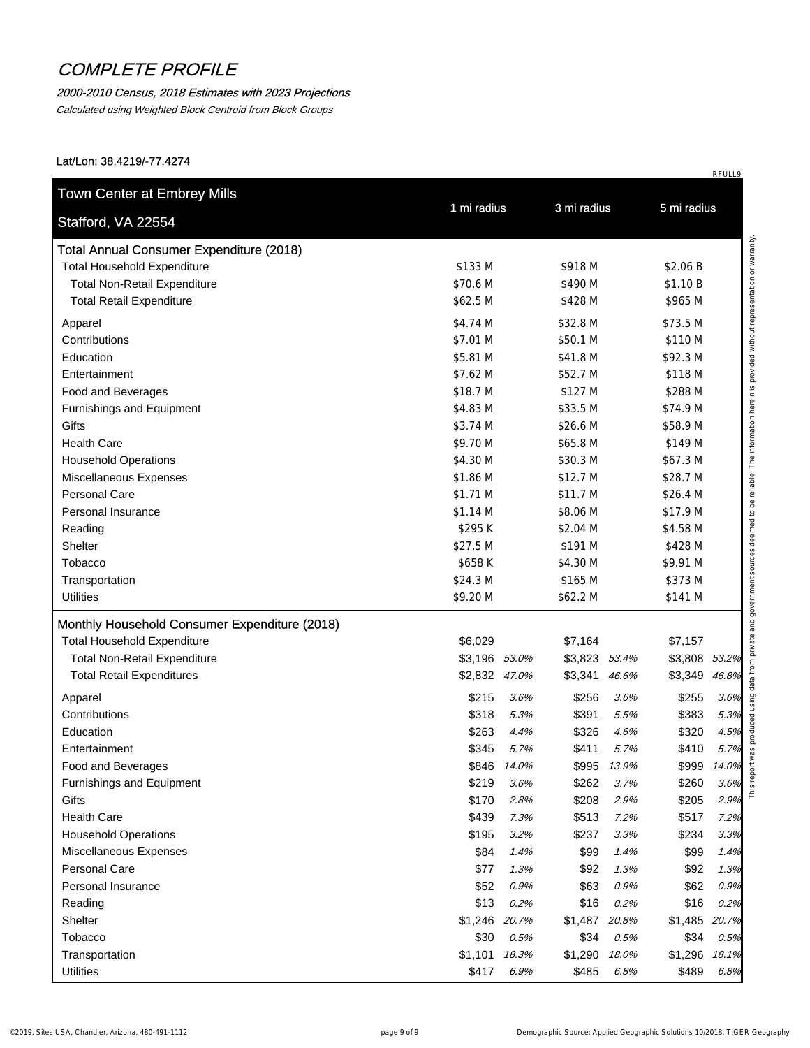# COMPLETE PROFILE

*2000-2010 Census, 2018 Estimates with 2023 Projections*

*Calculated using Weighted Block Centroid from Block Groups*

Lat/Lon: 38.4219/-77.4274

RFULL9

| Town Center at Embrey Mills<br>Stafford, VA 22554 | 1 mi radius | | 3 mi radius | | 5 mi radius | |
|---|---|---|---|---|---|---|
| **Total Annual Consumer Expenditure (2018)** | | | | | | |
| Total Household Expenditure | $133 M | | $918 M | | $2.06 B | |
| Total Non-Retail Expenditure | $70.6 M | | $490 M | | $1.10 B | |
| Total Retail Expenditure | $62.5 M | | $428 M | | $965 M | |
| Apparel | $4.74 M | | $32.8 M | | $73.5 M | |
| Contributions | $7.01 M | | $50.1 M | | $110 M | |
| Education | $5.81 M | | $41.8 M | | $92.3 M | |
| Entertainment | $7.62 M | | $52.7 M | | $118 M | |
| Food and Beverages | $18.7 M | | $127 M | | $288 M | |
| Furnishings and Equipment | $4.83 M | | $33.5 M | | $74.9 M | |
| Gifts | $3.74 M | | $26.6 M | | $58.9 M | |
| Health Care | $9.70 M | | $65.8 M | | $149 M | |
| Household Operations | $4.30 M | | $30.3 M | | $67.3 M | |
| Miscellaneous Expenses | $1.86 M | | $12.7 M | | $28.7 M | |
| Personal Care | $1.71 M | | $11.7 M | | $26.4 M | |
| Personal Insurance | $1.14 M | | $8.06 M | | $17.9 M | |
| Reading | $295 K | | $2.04 M | | $4.58 M | |
| Shelter | $27.5 M | | $191 M | | $428 M | |
| Tobacco | $658 K | | $4.30 M | | $9.91 M | |
| Transportation | $24.3 M | | $165 M | | $373 M | |
| Utilities | $9.20 M | | $62.2 M | | $141 M | |
| **Monthly Household Consumer Expenditure (2018)** | | | | | | |
| Total Household Expenditure | $6,029 | | $7,164 | | $7,157 | |
| Total Non-Retail Expenditure | $3,196 | *53.0%* | $3,823 | *53.4%* | $3,808 | *53.2%* |
| Total Retail Expenditures | $2,832 | *47.0%* | $3,341 | *46.6%* | $3,349 | *46.8%* |
| Apparel | $215 | *3.6%* | $256 | *3.6%* | $255 | *3.6%* |
| Contributions | $318 | *5.3%* | $391 | *5.5%* | $383 | *5.3%* |
| Education | $263 | *4.4%* | $326 | *4.6%* | $320 | *4.5%* |
| Entertainment | $345 | *5.7%* | $411 | *5.7%* | $410 | *5.7%* |
| Food and Beverages | $846 | *14.0%* | $995 | *13.9%* | $999 | *14.0%* |
| Furnishings and Equipment | $219 | *3.6%* | $262 | *3.7%* | $260 | *3.6%* |
| Gifts | $170 | *2.8%* | $208 | *2.9%* | $205 | *2.9%* |
| Health Care | $439 | *7.3%* | $513 | *7.2%* | $517 | *7.2%* |
| Household Operations | $195 | *3.2%* | $237 | *3.3%* | $234 | *3.3%* |
| Miscellaneous Expenses | $84 | *1.4%* | $99 | *1.4%* | $99 | *1.4%* |
| Personal Care | $77 | *1.3%* | $92 | *1.3%* | $92 | *1.3%* |
| Personal Insurance | $52 | *0.9%* | $63 | *0.9%* | $62 | *0.9%* |
| Reading | $13 | *0.2%* | $16 | *0.2%* | $16 | *0.2%* |
| Shelter | $1,246 | *20.7%* | $1,487 | *20.8%* | $1,485 | *20.7%* |
| Tobacco | $30 | *0.5%* | $34 | *0.5%* | $34 | *0.5%* |
| Transportation | $1,101 | *18.3%* | $1,290 | *18.0%* | $1,296 | *18.1%* |
| Utilities | $417 | *6.9%* | $485 | *6.8%* | $489 | *6.8%* |

This report was produced using data from private and government sources deemed to be reliable. The information herein is provided without representation or warranty.

©2019, Sites USA, Chandler, Arizona, 480-491-1112

Demographic Source: Applied Geographic Solutions 10/2018, TIGER Geography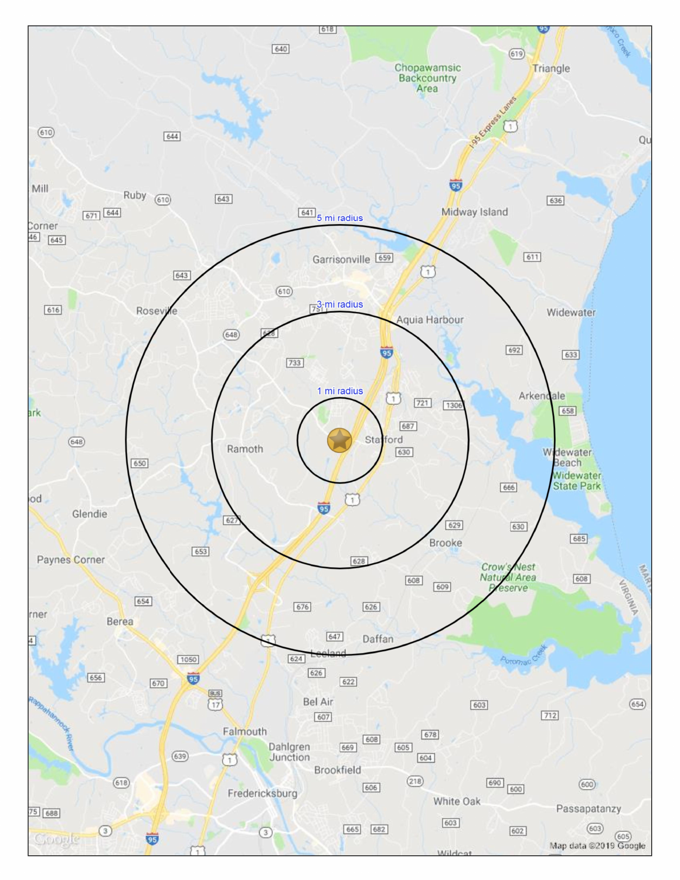5 mi radius

3 mi radius

1 mi radius

Chopawamsic Backcountry Area

Triangle

I-95 Express Lanes

Mill

Ruby

Corner

Midway Island

Garrisonville

Roseville

Aqua Harbour

Widewater

Arkendale

Ramoth

Stafford

Widewater Beach

Widewater State Park

Glendie

Paynes Corner

Brooke

Crow's Nest Natural Area Preserve

Berea

Daffan

Leeland

Potomac Creek

VIRGINIA

Bel Air

Falmouth

Dahlgren Junction

Rappahannock River

Brookfield

Fredericksburg

White Oak

Passapatanzy

Wildcat

Map data ©2019 Google